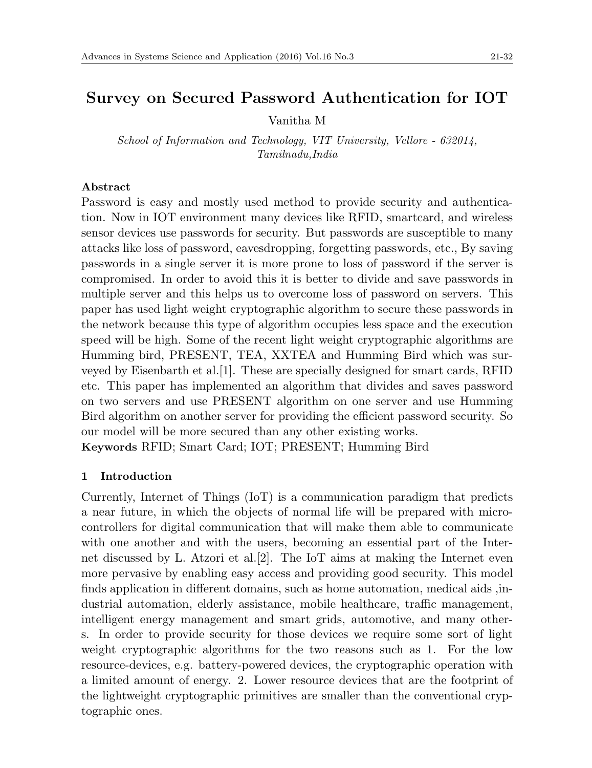# Survey on Secured Password Authentication for IOT

Vanitha M

*School of Information and Technology, VIT University, Vellore - 632014, Tamilnadu,India*

**Abstract**

Password is easy and mostly used method to provide security and authentication. Now in IOT environment many devices like RFID, smartcard, and wireless sensor devices use passwords for security. But passwords are susceptible to many attacks like loss of password, eavesdropping, forgetting passwords, etc., By saving passwords in a single server it is more prone to loss of password if the server is compromised. In order to avoid this it is better to divide and save passwords in multiple server and this helps us to overcome loss of password on servers. This paper has used light weight cryptographic algorithm to secure these passwords in the network because this type of algorithm occupies less space and the execution speed will be high. Some of the recent light weight cryptographic algorithms are Humming bird, PRESENT, TEA, XXTEA and Humming Bird which was surveyed by Eisenbarth et al.[1]. These are specially designed for smart cards, RFID etc. This paper has implemented an algorithm that divides and saves password on two servers and use PRESENT algorithm on one server and use Humming Bird algorithm on another server for providing the efficient password security. So our model will be more secured than any other existing works.

**Keywords** RFID; Smart Card; IOT; PRESENT; Humming Bird

## 1 Introduction

Currently, Internet of Things (IoT) is a communication paradigm that predicts a near future, in which the objects of normal life will be prepared with microcontrollers for digital communication that will make them able to communicate with one another and with the users, becoming an essential part of the Internet discussed by L. Atzori et al.[2]. The IoT aims at making the Internet even more pervasive by enabling easy access and providing good security. This model finds application in different domains, such as home automation, medical aids ,industrial automation, elderly assistance, mobile healthcare, traffic management, intelligent energy management and smart grids, automotive, and many others. In order to provide security for those devices we require some sort of light weight cryptographic algorithms for the two reasons such as 1. For the low resource-devices, e.g. battery-powered devices, the cryptographic operation with a limited amount of energy. 2. Lower resource devices that are the footprint of the lightweight cryptographic primitives are smaller than the conventional cryptographic ones.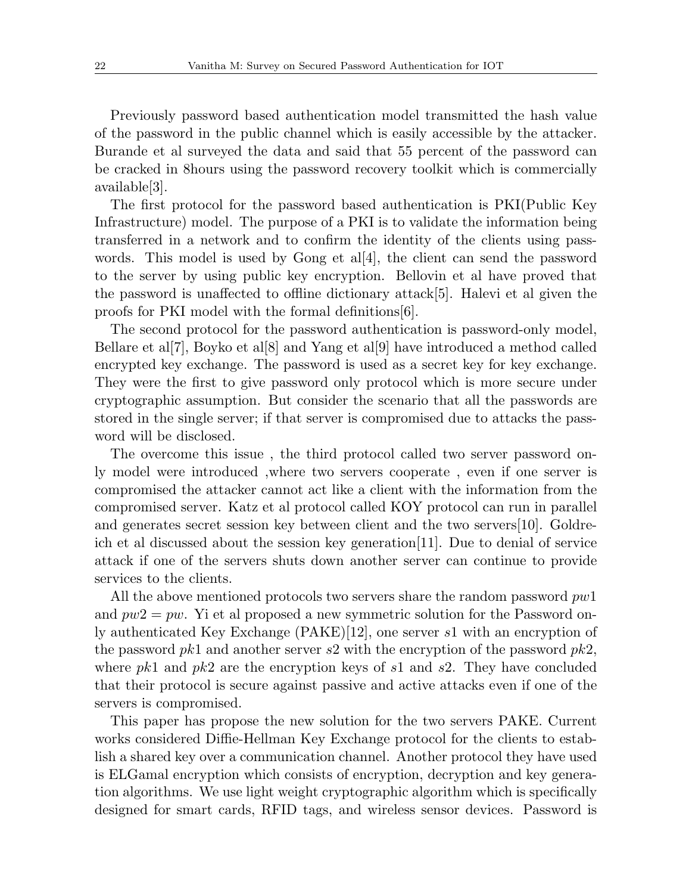Previously password based authentication model transmitted the hash value of the password in the public channel which is easily accessible by the attacker. Burande et al surveyed the data and said that 55 percent of the password can be cracked in 8hours using the password recovery toolkit which is commercially available[3].

The first protocol for the password based authentication is PKI(Public Key Infrastructure) model. The purpose of a PKI is to validate the information being transferred in a network and to confirm the identity of the clients using passwords. This model is used by Gong et al[4], the client can send the password to the server by using public key encryption. Bellovin et al have proved that the password is unaffected to offline dictionary attack[5]. Halevi et al given the proofs for PKI model with the formal definitions[6].

The second protocol for the password authentication is password-only model, Bellare et al[7], Boyko et al[8] and Yang et al[9] have introduced a method called encrypted key exchange. The password is used as a secret key for key exchange. They were the first to give password only protocol which is more secure under cryptographic assumption. But consider the scenario that all the passwords are stored in the single server; if that server is compromised due to attacks the password will be disclosed.

The overcome this issue , the third protocol called two server password only model were introduced ,where two servers cooperate , even if one server is compromised the attacker cannot act like a client with the information from the compromised server. Katz et al protocol called KOY protocol can run in parallel and generates secret session key between client and the two servers[10]. Goldreich et al discussed about the session key generation[11]. Due to denial of service attack if one of the servers shuts down another server can continue to provide services to the clients.

All the above mentioned protocols two servers share the random password $pw1$ and $pw2 = pw$. Yi et al proposed a new symmetric solution for the Password only authenticated Key Exchange (PAKE)[12], one server $s1$ with an encryption of the password $pk1$ and another server $s2$ with the encryption of the password $pk2$, where $pk1$ and $pk2$ are the encryption keys of $s1$ and $s2$. They have concluded that their protocol is secure against passive and active attacks even if one of the servers is compromised.

This paper has propose the new solution for the two servers PAKE. Current works considered Diffie-Hellman Key Exchange protocol for the clients to establish a shared key over a communication channel. Another protocol they have used is ELGamal encryption which consists of encryption, decryption and key generation algorithms. We use light weight cryptographic algorithm which is specifically designed for smart cards, RFID tags, and wireless sensor devices. Password is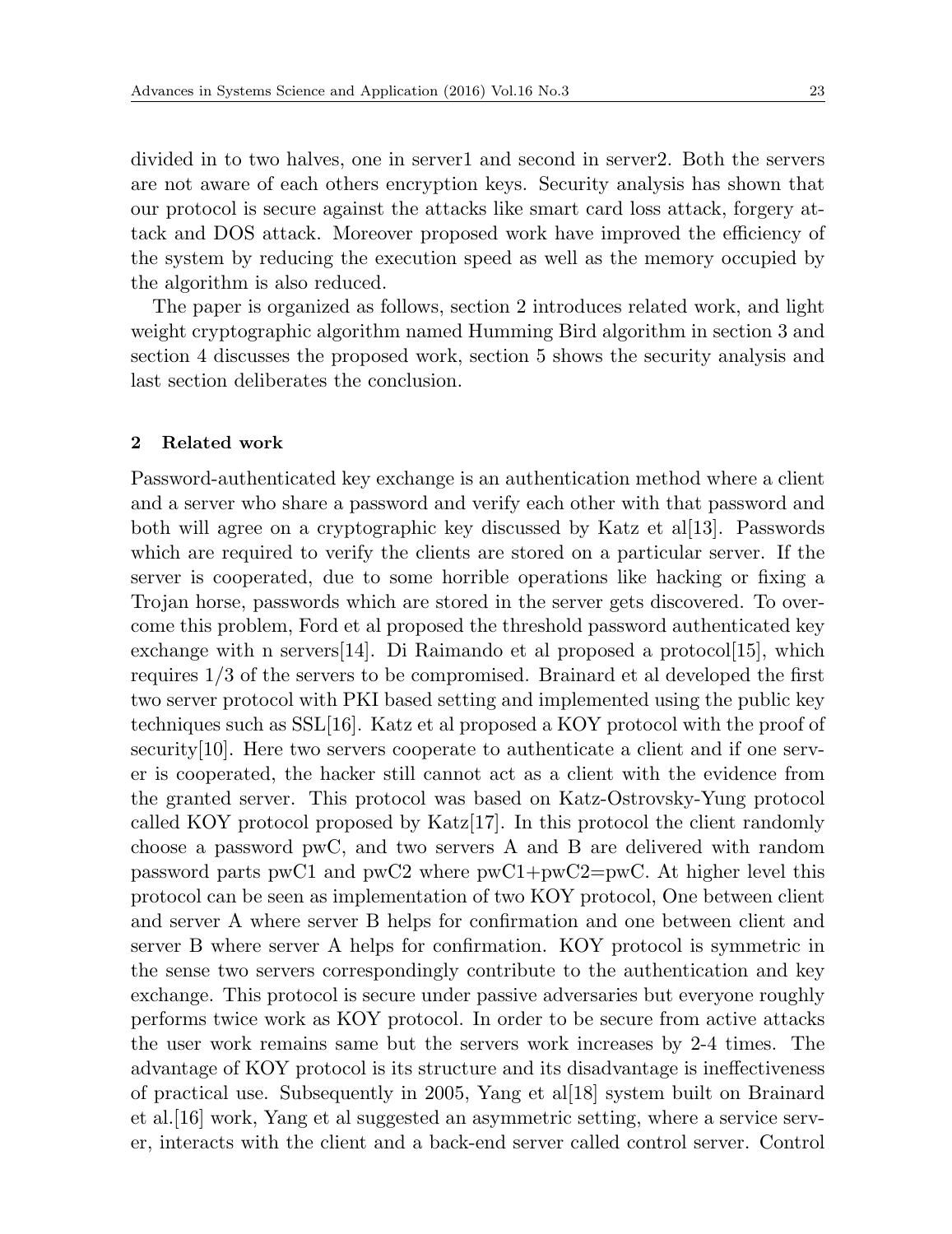divided in to two halves, one in server1 and second in server2. Both the servers are not aware of each others encryption keys. Security analysis has shown that our protocol is secure against the attacks like smart card loss attack, forgery attack and DOS attack. Moreover proposed work have improved the efficiency of the system by reducing the execution speed as well as the memory occupied by the algorithm is also reduced.

The paper is organized as follows, section 2 introduces related work, and light weight cryptographic algorithm named Humming Bird algorithm in section 3 and section 4 discusses the proposed work, section 5 shows the security analysis and last section deliberates the conclusion.

## 2 Related work

Password-authenticated key exchange is an authentication method where a client and a server who share a password and verify each other with that password and both will agree on a cryptographic key discussed by Katz et al[13]. Passwords which are required to verify the clients are stored on a particular server. If the server is cooperated, due to some horrible operations like hacking or fixing a Trojan horse, passwords which are stored in the server gets discovered. To overcome this problem, Ford et al proposed the threshold password authenticated key exchange with n servers[14]. Di Raimando et al proposed a protocol[15], which requires 1/3 of the servers to be compromised. Brainard et al developed the first two server protocol with PKI based setting and implemented using the public key techniques such as SSL[16]. Katz et al proposed a KOY protocol with the proof of security[10]. Here two servers cooperate to authenticate a client and if one server is cooperated, the hacker still cannot act as a client with the evidence from the granted server. This protocol was based on Katz-Ostrovsky-Yung protocol called KOY protocol proposed by Katz[17]. In this protocol the client randomly choose a password pwC, and two servers A and B are delivered with random password parts pwC1 and pwC2 where pwC1+pwC2=pwC. At higher level this protocol can be seen as implementation of two KOY protocol, One between client and server A where server B helps for confirmation and one between client and server B where server A helps for confirmation. KOY protocol is symmetric in the sense two servers correspondingly contribute to the authentication and key exchange. This protocol is secure under passive adversaries but everyone roughly performs twice work as KOY protocol. In order to be secure from active attacks the user work remains same but the servers work increases by 2-4 times. The advantage of KOY protocol is its structure and its disadvantage is ineffectiveness of practical use. Subsequently in 2005, Yang et al[18] system built on Brainard et al.[16] work, Yang et al suggested an asymmetric setting, where a service server, interacts with the client and a back-end server called control server. Control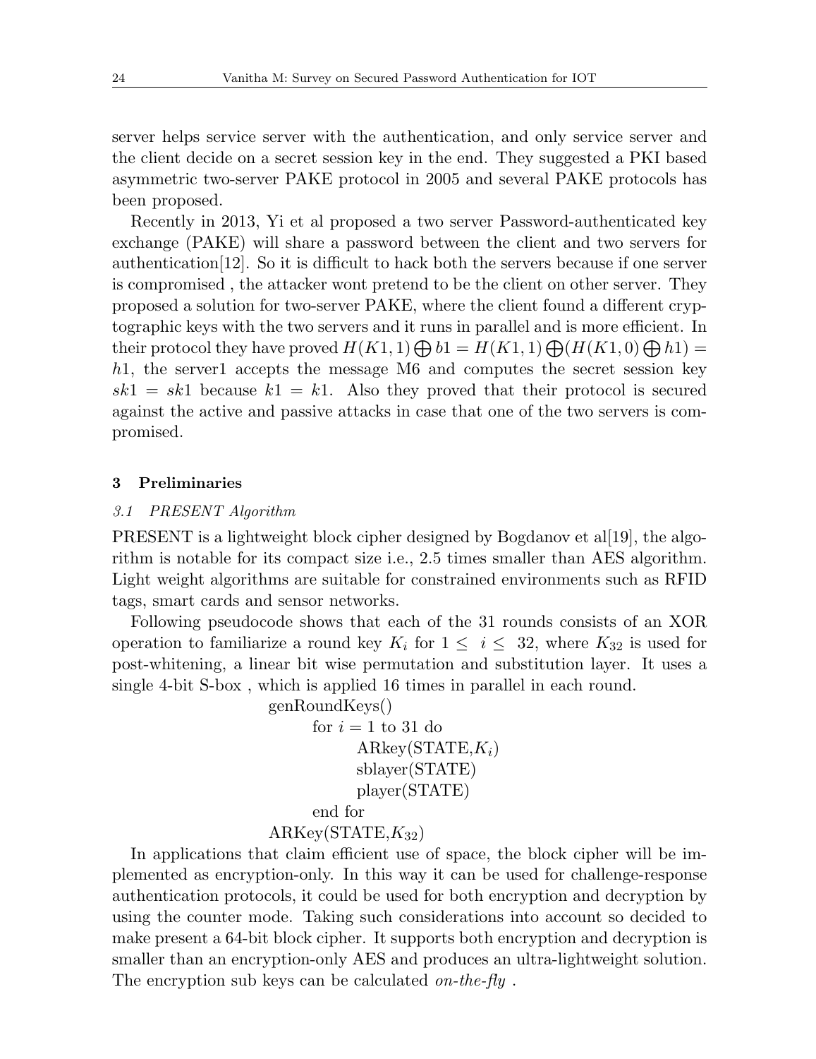server helps service server with the authentication, and only service server and the client decide on a secret session key in the end. They suggested a PKI based asymmetric two-server PAKE protocol in 2005 and several PAKE protocols has been proposed.

Recently in 2013, Yi et al proposed a two server Password-authenticated key exchange (PAKE) will share a password between the client and two servers for authentication[12]. So it is difficult to hack both the servers because if one server is compromised , the attacker wont pretend to be the client on other server. They proposed a solution for two-server PAKE, where the client found a different cryptographic keys with the two servers and it runs in parallel and is more efficient. In their protocol they have proved $H(K1, 1) \bigoplus b1 = H(K1, 1) \bigoplus (H(K1, 0) \bigoplus h1) = h1$, the server1 accepts the message M6 and computes the secret session key $sk1 = sk1$ because $k1 = k1$. Also they proved that their protocol is secured against the active and passive attacks in case that one of the two servers is compromised.

## 3 Preliminaries

### 3.1 PRESENT Algorithm

PRESENT is a lightweight block cipher designed by Bogdanov et al[19], the algorithm is notable for its compact size i.e., 2.5 times smaller than AES algorithm. Light weight algorithms are suitable for constrained environments such as RFID tags, smart cards and sensor networks.

Following pseudocode shows that each of the 31 rounds consists of an XOR operation to familiarize a round key $K_i$ for $1 \leq \ i \leq \ 32$, where $K_{32}$ is used for post-whitening, a linear bit wise permutation and substitution layer. It uses a single 4-bit S-box , which is applied 16 times in parallel in each round.

```
genRoundKeys()
    for i = 1 to 31 do
        ARkey(STATE,K_i)
        sblayer(STATE)
        player(STATE)
    end for
ARKey(STATE,K_32)
```

In applications that claim efficient use of space, the block cipher will be implemented as encryption-only. In this way it can be used for challenge-response authentication protocols, it could be used for both encryption and decryption by using the counter mode. Taking such considerations into account so decided to make present a 64-bit block cipher. It supports both encryption and decryption is smaller than an encryption-only AES and produces an ultra-lightweight solution. The encryption sub keys can be calculated *on-the-fly* .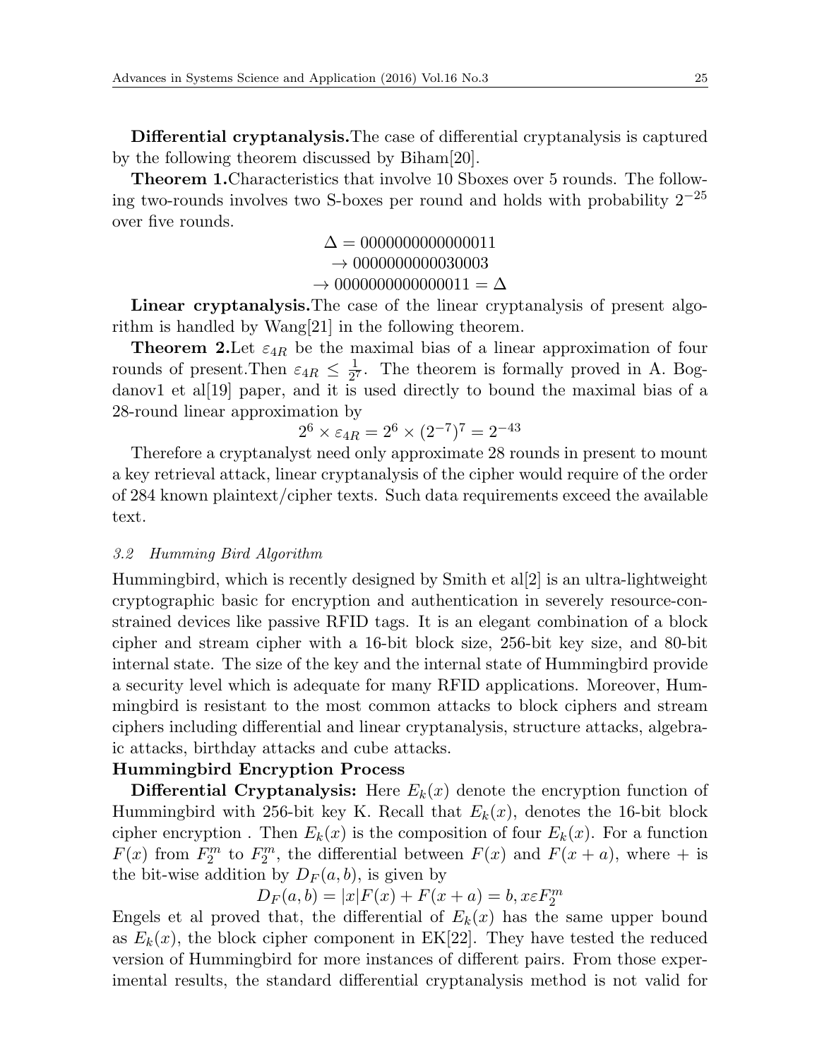**Differential cryptanalysis.**The case of differential cryptanalysis is captured by the following theorem discussed by Biham[20].

**Theorem 1.**Characteristics that involve 10 Sboxes over 5 rounds. The following two-rounds involves two S-boxes per round and holds with probability $2^{-25}$ over five rounds.

$$\begin{gathered}\Delta = 0000000000000011 \\ \rightarrow 0000000000030003 \\ \rightarrow 0000000000000011 = \Delta\end{gathered}$$

**Linear cryptanalysis.**The case of the linear cryptanalysis of present algorithm is handled by Wang[21] in the following theorem.

**Theorem 2.**Let $\varepsilon_{4R}$ be the maximal bias of a linear approximation of four rounds of present.Then $\varepsilon_{4R} \leq \frac{1}{2^7}$. The theorem is formally proved in A. Bogdanov1 et al[19] paper, and it is used directly to bound the maximal bias of a 28-round linear approximation by

$$2^6 \times \varepsilon_{4R} = 2^6 \times (2^{-7})^7 = 2^{-43}$$

Therefore a cryptanalyst need only approximate 28 rounds in present to mount a key retrieval attack, linear cryptanalysis of the cipher would require of the order of 284 known plaintext/cipher texts. Such data requirements exceed the available text.

### *3.2 Humming Bird Algorithm*

Hummingbird, which is recently designed by Smith et al[2] is an ultra-lightweight cryptographic basic for encryption and authentication in severely resource-constrained devices like passive RFID tags. It is an elegant combination of a block cipher and stream cipher with a 16-bit block size, 256-bit key size, and 80-bit internal state. The size of the key and the internal state of Hummingbird provide a security level which is adequate for many RFID applications. Moreover, Hummingbird is resistant to the most common attacks to block ciphers and stream ciphers including differential and linear cryptanalysis, structure attacks, algebraic attacks, birthday attacks and cube attacks.

**Hummingbird Encryption Process**

**Differential Cryptanalysis:** Here $E_k(x)$ denote the encryption function of Hummingbird with 256-bit key K. Recall that $E_k(x)$, denotes the 16-bit block cipher encryption . Then $E_k(x)$ is the composition of four $E_k(x)$. For a function $F(x)$ from $F_2^m$ to $F_2^m$, the differential between $F(x)$ and $F(x+a)$, where + is the bit-wise addition by $D_F(a,b)$, is given by

$$D_F(a,b) = |x|F(x) + F(x+a) = b, x\varepsilon F_2^m$$

Engels et al proved that, the differential of $E_k(x)$ has the same upper bound as $E_k(x)$, the block cipher component in EK[22]. They have tested the reduced version of Hummingbird for more instances of different pairs. From those experimental results, the standard differential cryptanalysis method is not valid for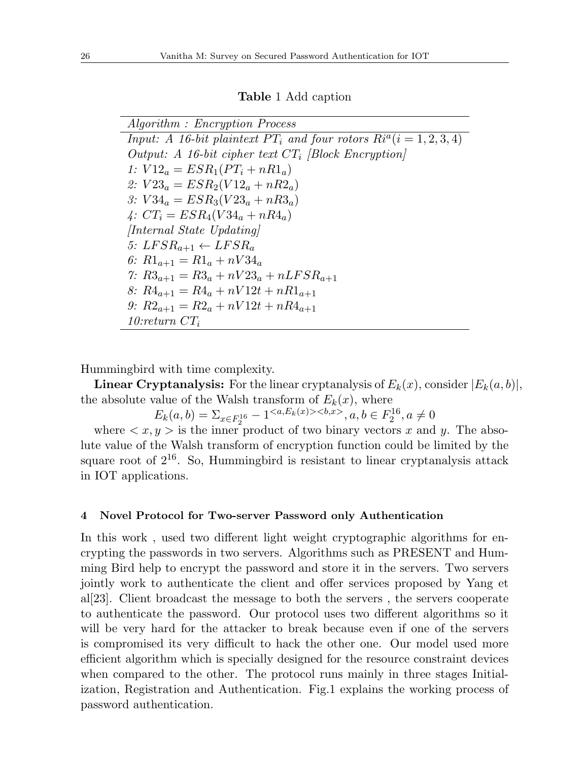**Table 1** Add caption

| *Algorithm : Encryption Process* |
|---|
| *Input: A 16-bit plaintext $PT_i$ and four rotors $Ri^a(i = 1, 2, 3, 4)$* |
| *Output: A 16-bit cipher text $CT_i$ [Block Encryption]* |
| *1: $V12_a = ESR_1(PT_i + nR1_a)$* |
| *2: $V23_a = ESR_2(V12_a + nR2_a)$* |
| *3: $V34_a = ESR_3(V23_a + nR3_a)$* |
| *4: $CT_i = ESR_4(V34_a + nR4_a)$* |
| *[Internal State Updating]* |
| *5: $LFSR_{a+1} \leftarrow LFSR_a$* |
| *6: $R1_{a+1} = R1_a + nV34_a$* |
| *7: $R3_{a+1} = R3_a + nV23_a + nLFSR_{a+1}$* |
| *8: $R4_{a+1} = R4_a + nV12t + nR1_{a+1}$* |
| *9: $R2_{a+1} = R2_a + nV12t + nR4_{a+1}$* |
| *10:return $CT_i$* |

Hummingbird with time complexity.

**Linear Cryptanalysis:** For the linear cryptanalysis of $E_k(x)$, consider $|E_k(a, b)|$, the absolute value of the Walsh transform of $E_k(x)$, where

$$E_k(a, b) = \Sigma_{x \in F_2^{16}} - 1^{<a, E_k(x)><b, x>}, a, b \in F_2^{16}, a \neq 0$$

where $< x, y >$ is the inner product of two binary vectors $x$ and $y$. The absolute value of the Walsh transform of encryption function could be limited by the square root of $2^{16}$. So, Hummingbird is resistant to linear cryptanalysis attack in IOT applications.

## 4 Novel Protocol for Two-server Password only Authentication

In this work , used two different light weight cryptographic algorithms for encrypting the passwords in two servers. Algorithms such as PRESENT and Humming Bird help to encrypt the password and store it in the servers. Two servers jointly work to authenticate the client and offer services proposed by Yang et al[23]. Client broadcast the message to both the servers , the servers cooperate to authenticate the password. Our protocol uses two different algorithms so it will be very hard for the attacker to break because even if one of the servers is compromised its very difficult to hack the other one. Our model used more efficient algorithm which is specially designed for the resource constraint devices when compared to the other. The protocol runs mainly in three stages Initialization, Registration and Authentication. Fig.1 explains the working process of password authentication.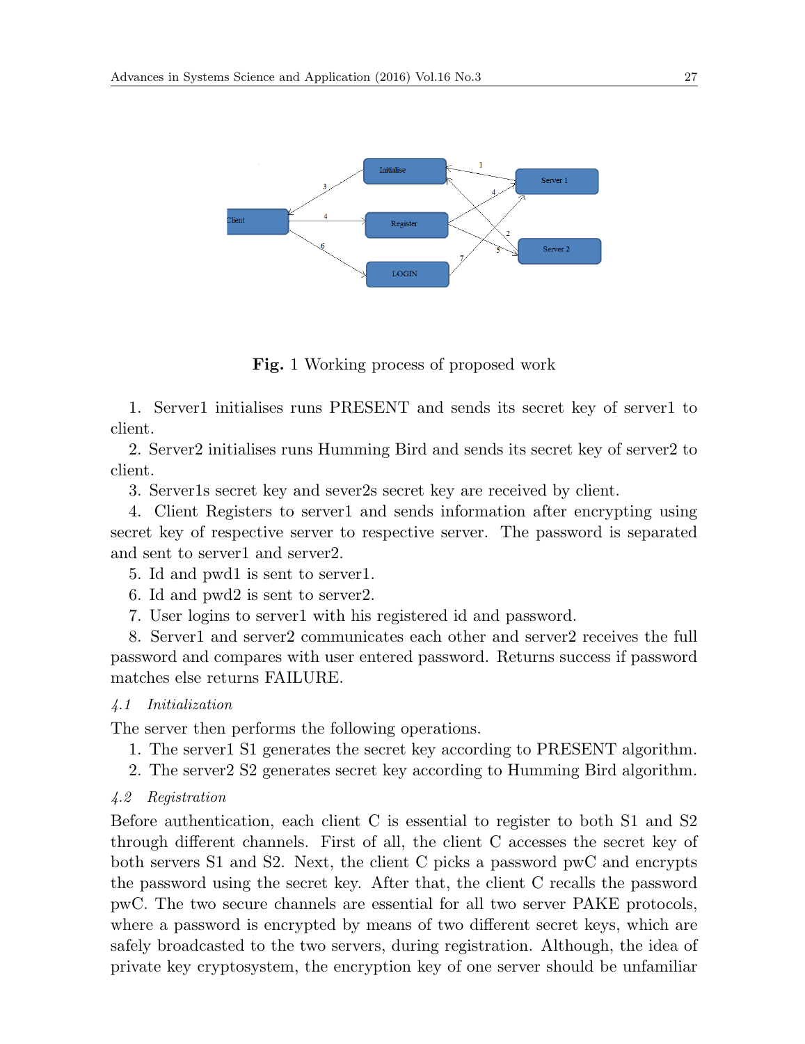Fig. 1 Working process of proposed work

1. Server1 initialises runs PRESENT and sends its secret key of server1 to client.

2. Server2 initialises runs Humming Bird and sends its secret key of server2 to client.

3. Server1s secret key and sever2s secret key are received by client.

4. Client Registers to server1 and sends information after encrypting using secret key of respective server to respective server. The password is separated and sent to server1 and server2.

5. Id and pwd1 is sent to server1.

6. Id and pwd2 is sent to server2.

7. User logins to server1 with his registered id and password.

8. Server1 and server2 communicates each other and server2 receives the full password and compares with user entered password. Returns success if password matches else returns FAILURE.

### *4.1 Initialization*

The server then performs the following operations.

1. The server1 S1 generates the secret key according to PRESENT algorithm.
2. The server2 S2 generates secret key according to Humming Bird algorithm.

### *4.2 Registration*

Before authentication, each client C is essential to register to both S1 and S2 through different channels. First of all, the client C accesses the secret key of both servers S1 and S2. Next, the client C picks a password pwC and encrypts the password using the secret key. After that, the client C recalls the password pwC. The two secure channels are essential for all two server PAKE protocols, where a password is encrypted by means of two different secret keys, which are safely broadcasted to the two servers, during registration. Although, the idea of private key cryptosystem, the encryption key of one server should be unfamiliar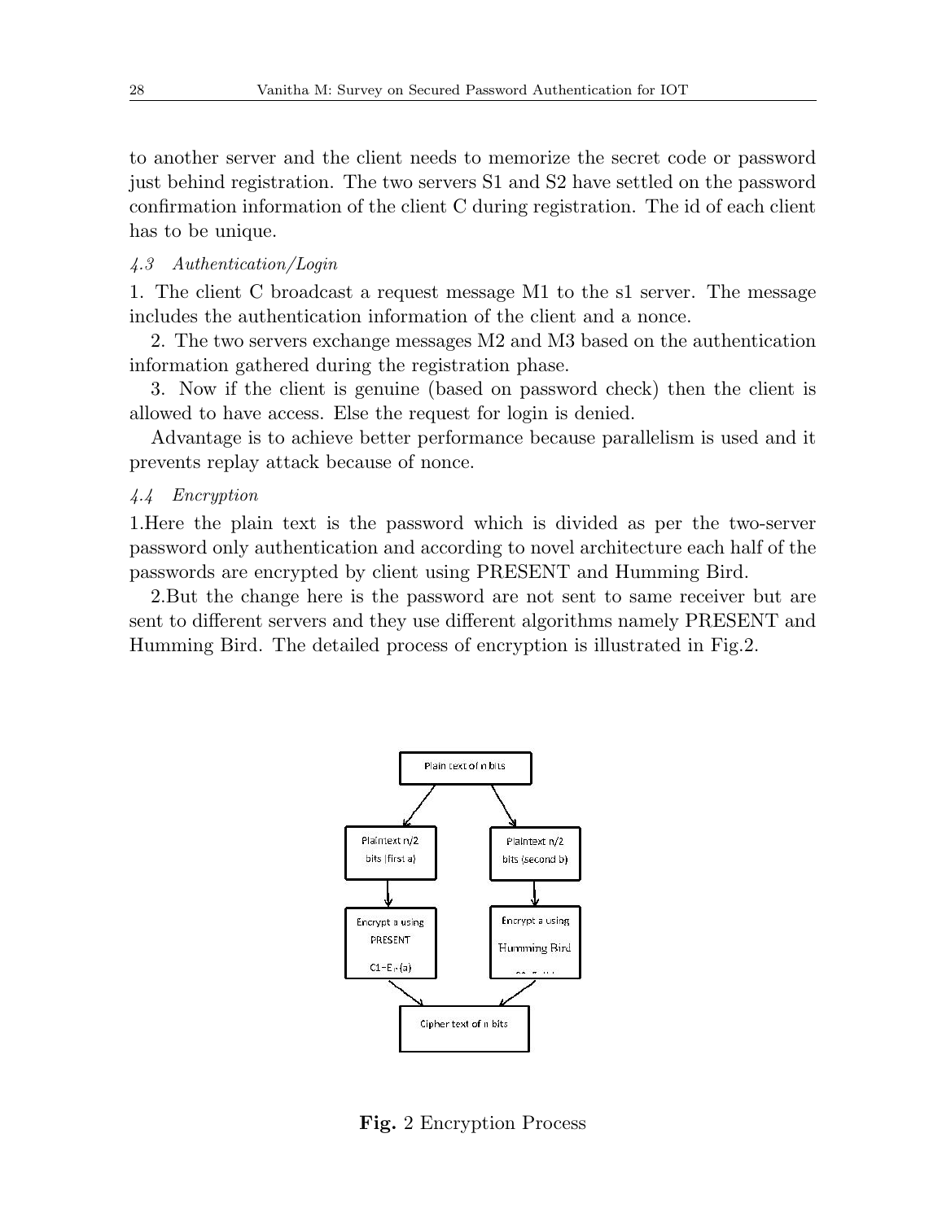to another server and the client needs to memorize the secret code or password just behind registration. The two servers S1 and S2 have settled on the password confirmation information of the client C during registration. The id of each client has to be unique.

### *4.3 Authentication/Login*

1. The client C broadcast a request message M1 to the s1 server. The message includes the authentication information of the client and a nonce.

2. The two servers exchange messages M2 and M3 based on the authentication information gathered during the registration phase.

3. Now if the client is genuine (based on password check) then the client is allowed to have access. Else the request for login is denied.

Advantage is to achieve better performance because parallelism is used and it prevents replay attack because of nonce.

### *4.4 Encryption*

1.Here the plain text is the password which is divided as per the two-server password only authentication and according to novel architecture each half of the passwords are encrypted by client using PRESENT and Humming Bird.

2.But the change here is the password are not sent to same receiver but are sent to different servers and they use different algorithms namely PRESENT and Humming Bird. The detailed process of encryption is illustrated in Fig.2.

Plain text of n bits

Plaintext n/2 bits (first a)

Plaintext n/2 bits (second b)

Encrypt a using PRESENT $C1=E_{k}(a)$

Encrypt a using Humming Bird

Cipher text of n bits

**Fig.** 2 Encryption Process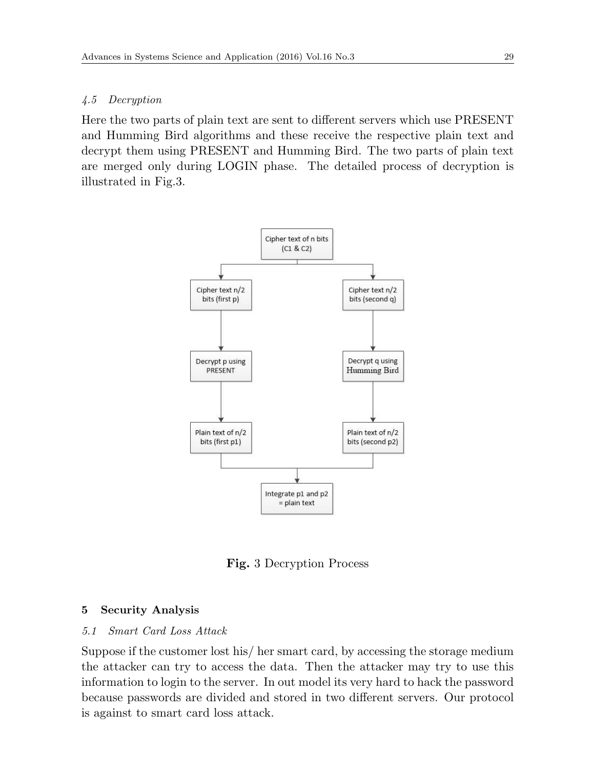### 4.5 Decryption

Here the two parts of plain text are sent to different servers which use PRESENT and Humming Bird algorithms and these receive the respective plain text and decrypt them using PRESENT and Humming Bird. The two parts of plain text are merged only during LOGIN phase. The detailed process of decryption is illustrated in Fig.3.

**Fig.** 3 Decryption Process

## 5 Security Analysis

### 5.1 Smart Card Loss Attack

Suppose if the customer lost his/ her smart card, by accessing the storage medium the attacker can try to access the data. Then the attacker may try to use this information to login to the server. In out model its very hard to hack the password because passwords are divided and stored in two different servers. Our protocol is against to smart card loss attack.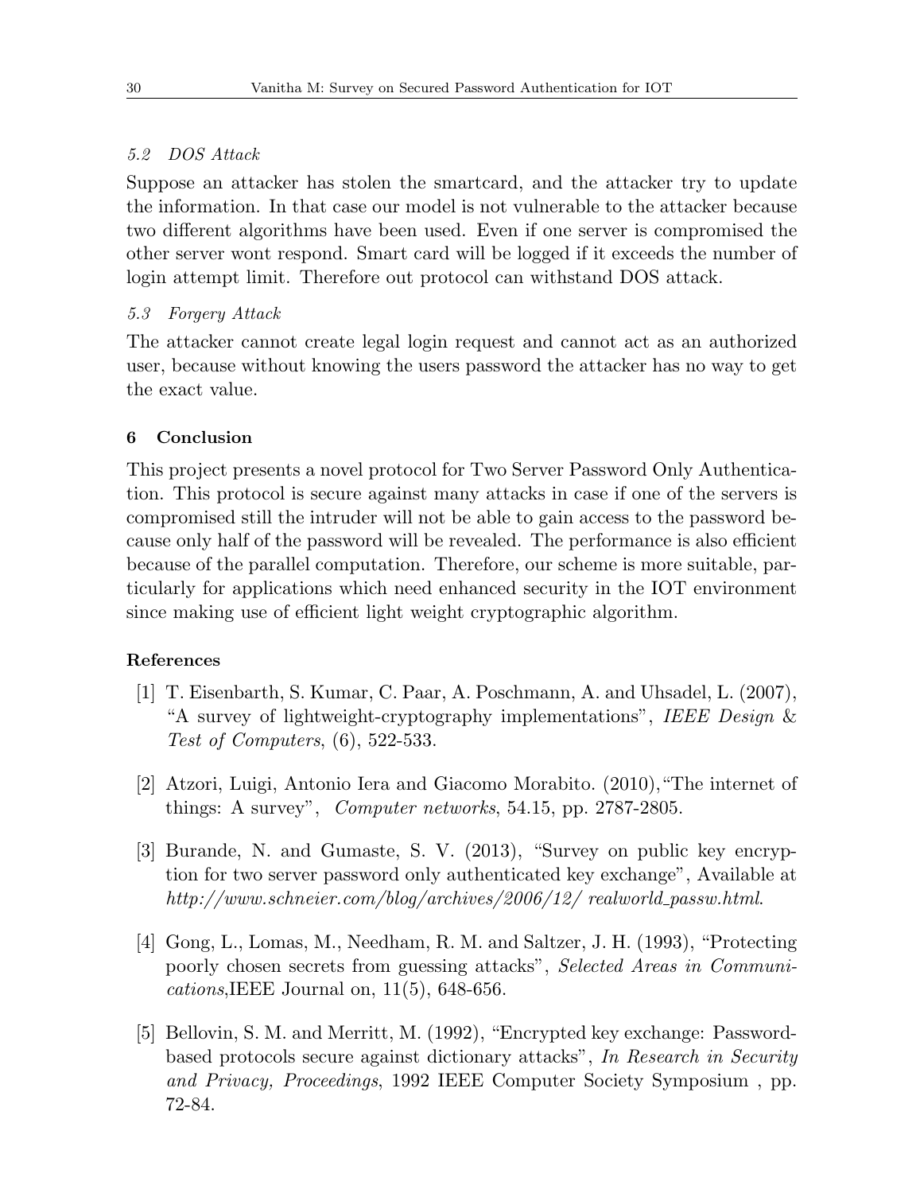### 5.2 DOS Attack

Suppose an attacker has stolen the smartcard, and the attacker try to update the information. In that case our model is not vulnerable to the attacker because two different algorithms have been used. Even if one server is compromised the other server wont respond. Smart card will be logged if it exceeds the number of login attempt limit. Therefore out protocol can withstand DOS attack.

### 5.3 Forgery Attack

The attacker cannot create legal login request and cannot act as an authorized user, because without knowing the users password the attacker has no way to get the exact value.

## 6 Conclusion

This project presents a novel protocol for Two Server Password Only Authentication. This protocol is secure against many attacks in case if one of the servers is compromised still the intruder will not be able to gain access to the password because only half of the password will be revealed. The performance is also efficient because of the parallel computation. Therefore, our scheme is more suitable, particularly for applications which need enhanced security in the IOT environment since making use of efficient light weight cryptographic algorithm.

## References

[1] T. Eisenbarth, S. Kumar, C. Paar, A. Poschmann, A. and Uhsadel, L. (2007), "A survey of lightweight-cryptography implementations", *IEEE Design & Test of Computers*, (6), 522-533.

[2] Atzori, Luigi, Antonio Iera and Giacomo Morabito. (2010),"The internet of things: A survey", *Computer networks*, 54.15, pp. 2787-2805.

[3] Burande, N. and Gumaste, S. V. (2013), "Survey on public key encryption for two server password only authenticated key exchange", Available at *http://www.schneier.com/blog/archives/2006/12/ realworld_passw.html*.

[4] Gong, L., Lomas, M., Needham, R. M. and Saltzer, J. H. (1993), "Protecting poorly chosen secrets from guessing attacks", *Selected Areas in Communications*,IEEE Journal on, 11(5), 648-656.

[5] Bellovin, S. M. and Merritt, M. (1992), "Encrypted key exchange: Password-based protocols secure against dictionary attacks", *In Research in Security and Privacy, Proceedings*, 1992 IEEE Computer Society Symposium , pp. 72-84.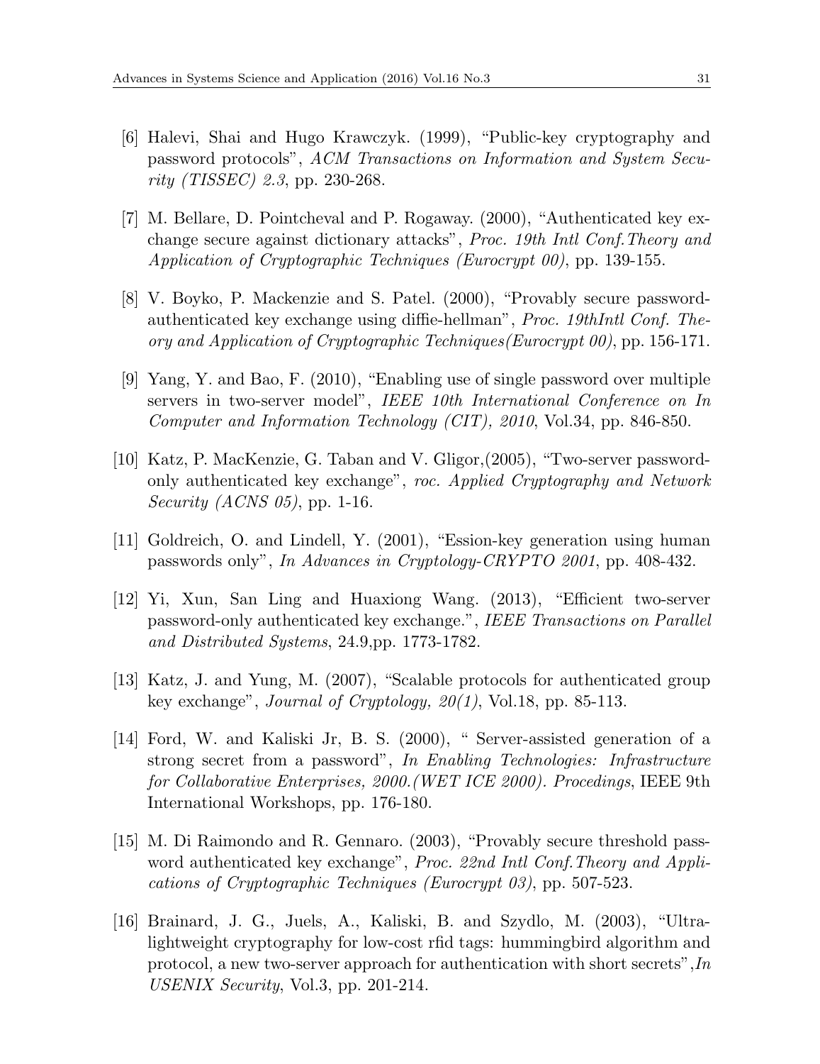[6] Halevi, Shai and Hugo Krawczyk. (1999), "Public-key cryptography and password protocols", *ACM Transactions on Information and System Security (TISSEC) 2.3*, pp. 230-268.

[7] M. Bellare, D. Pointcheval and P. Rogaway. (2000), "Authenticated key exchange secure against dictionary attacks", *Proc. 19th Intl Conf.Theory and Application of Cryptographic Techniques (Eurocrypt 00)*, pp. 139-155.

[8] V. Boyko, P. Mackenzie and S. Patel. (2000), "Provably secure password-authenticated key exchange using diffie-hellman", *Proc. 19thIntl Conf. Theory and Application of Cryptographic Techniques(Eurocrypt 00)*, pp. 156-171.

[9] Yang, Y. and Bao, F. (2010), "Enabling use of single password over multiple servers in two-server model", *IEEE 10th International Conference on In Computer and Information Technology (CIT), 2010*, Vol.34, pp. 846-850.

[10] Katz, P. MacKenzie, G. Taban and V. Gligor,(2005), "Two-server password-only authenticated key exchange", *roc. Applied Cryptography and Network Security (ACNS 05)*, pp. 1-16.

[11] Goldreich, O. and Lindell, Y. (2001), "Ession-key generation using human passwords only", *In Advances in Cryptology-CRYPTO 2001*, pp. 408-432.

[12] Yi, Xun, San Ling and Huaxiong Wang. (2013), "Efficient two-server password-only authenticated key exchange.", *IEEE Transactions on Parallel and Distributed Systems*, 24.9,pp. 1773-1782.

[13] Katz, J. and Yung, M. (2007), "Scalable protocols for authenticated group key exchange", *Journal of Cryptology, 20(1)*, Vol.18, pp. 85-113.

[14] Ford, W. and Kaliski Jr, B. S. (2000), " Server-assisted generation of a strong secret from a password", *In Enabling Technologies: Infrastructure for Collaborative Enterprises, 2000.(WET ICE 2000). Procedings*, IEEE 9th International Workshops, pp. 176-180.

[15] M. Di Raimondo and R. Gennaro. (2003), "Provably secure threshold password authenticated key exchange", *Proc. 22nd Intl Conf.Theory and Applications of Cryptographic Techniques (Eurocrypt 03)*, pp. 507-523.

[16] Brainard, J. G., Juels, A., Kaliski, B. and Szydlo, M. (2003), "Ultra-lightweight cryptography for low-cost rfid tags: hummingbird algorithm and protocol, a new two-server approach for authentication with short secrets",*In USENIX Security*, Vol.3, pp. 201-214.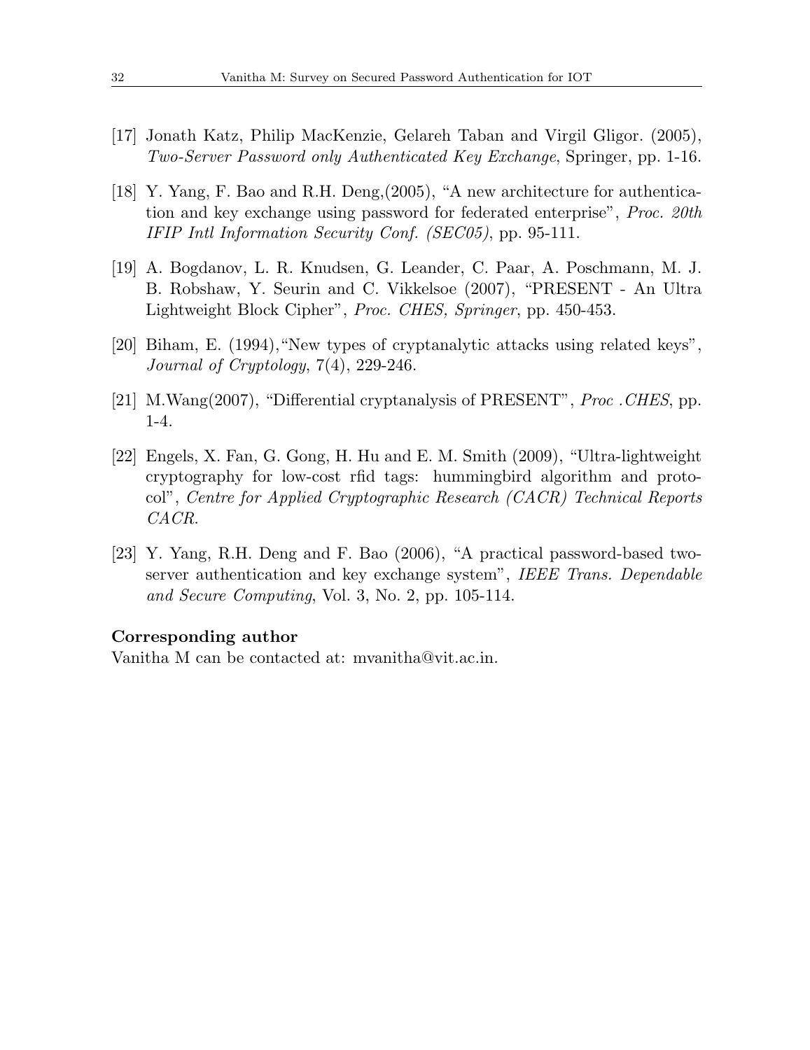[17] Jonath Katz, Philip MacKenzie, Gelareh Taban and Virgil Gligor. (2005), *Two-Server Password only Authenticated Key Exchange*, Springer, pp. 1-16.

[18] Y. Yang, F. Bao and R.H. Deng,(2005), "A new architecture for authentication and key exchange using password for federated enterprise", *Proc. 20th IFIP Intl Information Security Conf. (SEC05)*, pp. 95-111.

[19] A. Bogdanov, L. R. Knudsen, G. Leander, C. Paar, A. Poschmann, M. J. B. Robshaw, Y. Seurin and C. Vikkelsoe (2007), "PRESENT - An Ultra Lightweight Block Cipher", *Proc. CHES, Springer*, pp. 450-453.

[20] Biham, E. (1994),"New types of cryptanalytic attacks using related keys", *Journal of Cryptology*, 7(4), 229-246.

[21] M.Wang(2007), "Differential cryptanalysis of PRESENT", *Proc .CHES*, pp. 1-4.

[22] Engels, X. Fan, G. Gong, H. Hu and E. M. Smith (2009), "Ultra-lightweight cryptography for low-cost rfid tags: hummingbird algorithm and protocol", *Centre for Applied Cryptographic Research (CACR) Technical Reports CACR.*

[23] Y. Yang, R.H. Deng and F. Bao (2006), "A practical password-based two-server authentication and key exchange system", *IEEE Trans. Dependable and Secure Computing*, Vol. 3, No. 2, pp. 105-114.

**Corresponding author**

Vanitha M can be contacted at: mvanitha@vit.ac.in.